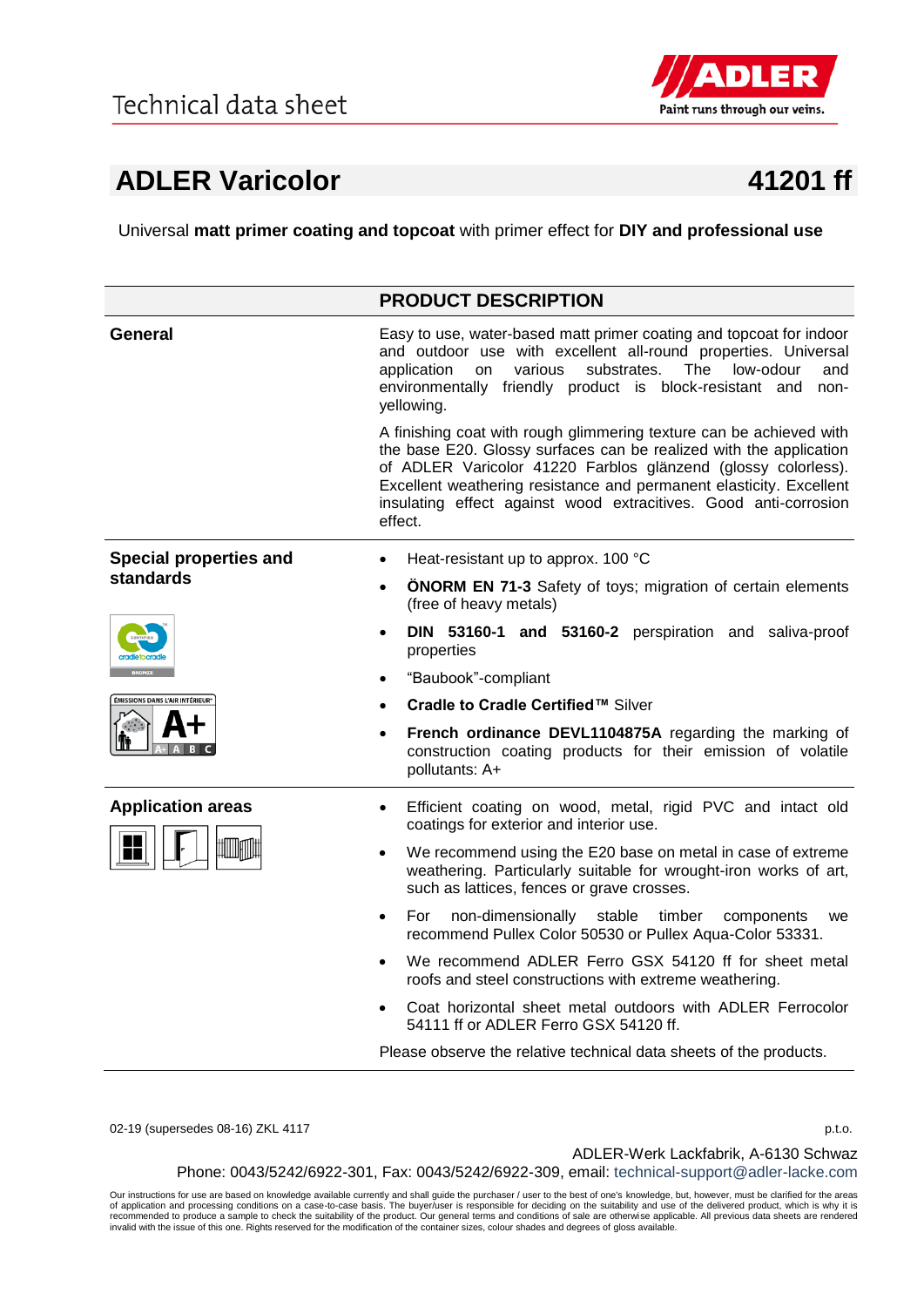Technical data sheet

# ADLER Varicolor 41201 ff

Universal **matt primer coating and topcoat** with primer effect for **DIY and professional use**

## PRODUCT DESCRIPTION

### General

Easy to use, water-based matt primer coating and topcoat for indoor and outdoor use with excellent all-round properties. Universal application on various substrates. The low-odour and environmentally friendly product is block-resistant and non-yellowing.

A finishing coat with rough glimmering texture can be achieved with the base E20. Glossy surfaces can be realized with the application of ADLER Varicolor 41220 Farblos glänzend (glossy colorless). Excellent weathering resistance and permanent elasticity. Excellent insulating effect against wood extractives. Good anti-corrosion effect.

### Special properties and standards

- Heat-resistant up to approx. 100 °C
- **ÖNORM EN 71-3** Safety of toys; migration of certain elements (free of heavy metals)
- **DIN 53160-1 and 53160-2** perspiration and saliva-proof properties
- "Baubook"-compliant
- **Cradle to Cradle Certified™** Silver
- **French ordinance DEVL1104875A** regarding the marking of construction coating products for their emission of volatile pollutants: A+

### Application areas

- Efficient coating on wood, metal, rigid PVC and intact old coatings for exterior and interior use.
- We recommend using the E20 base on metal in case of extreme weathering. Particularly suitable for wrought-iron works of art, such as lattices, fences or grave crosses.
- For non-dimensionally stable timber components we recommend Pullex Color 50530 or Pullex Aqua-Color 53331.
- We recommend ADLER Ferro GSX 54120 ff for sheet metal roofs and steel constructions with extreme weathering.
- Coat horizontal sheet metal outdoors with ADLER Ferrocolor 54111 ff or ADLER Ferro GSX 54120 ff.

Please observe the relative technical data sheets of the products.

02-19 (supersedes 08-16) ZKL 4117

p.t.o.

ADLER-Werk Lackfabrik, A-6130 Schwaz
Phone: 0043/5242/6922-301, Fax: 0043/5242/6922-309, email: technical-support@adler-lacke.com

Our instructions for use are based on knowledge available currently and shall guide the purchaser / user to the best of one's knowledge, but, however, must be clarified for the areas of application and processing conditions on a case-to-case basis. The buyer/user is responsible for deciding on the suitability and use of the delivered product, which is why it is recommended to produce a sample to check the suitability of the product. Our general terms and conditions of sale are otherwise applicable. All previous data sheets are rendered invalid with the issue of this one. Rights reserved for the modification of the container sizes, colour shades and degrees of gloss available.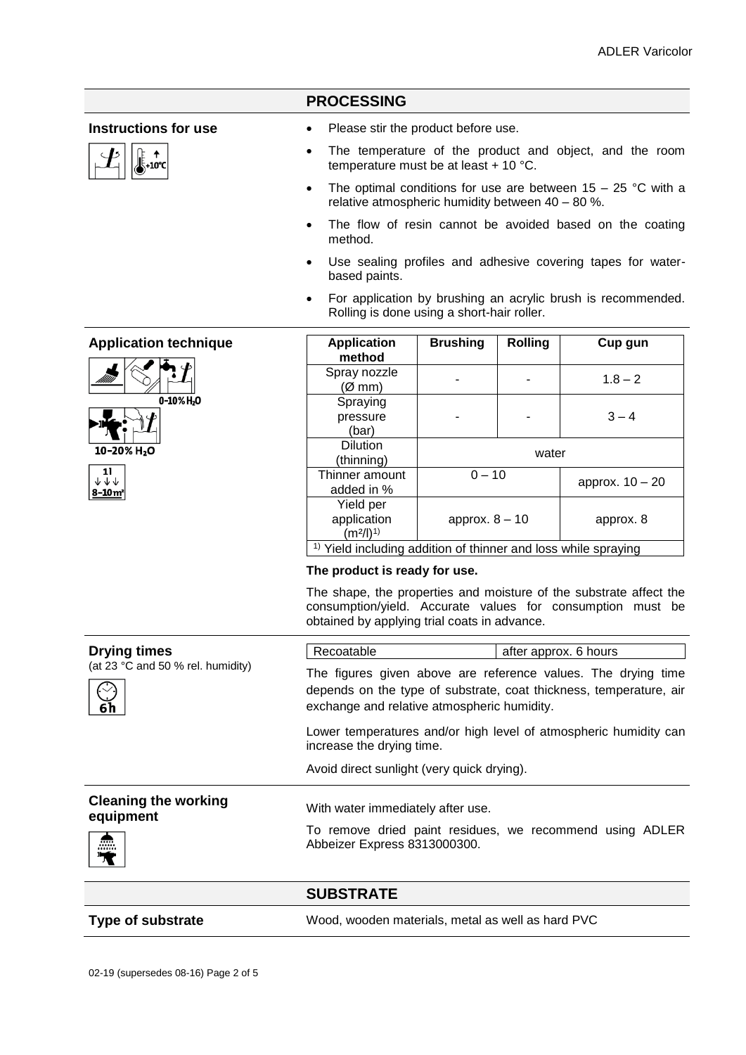## PROCESSING

### Instructions for use

- Please stir the product before use.
- The temperature of the product and object, and the room temperature must be at least + 10 °C.
- The optimal conditions for use are between 15 – 25 °C with a relative atmospheric humidity between 40 – 80 %.
- The flow of resin cannot be avoided based on the coating method.
- Use sealing profiles and adhesive covering tapes for water-based paints.
- For application by brushing an acrylic brush is recommended. Rolling is done using a short-hair roller.

### Application technique

0-10% $H_2O$

10-20% $H_2O$

1l
8-10m²

| Application method | Brushing | Rolling | Cup gun |
|---|---|---|---|
| Spray nozzle (Ø mm) | - | - | 1.8 – 2 |
| Spraying pressure (bar) | - | - | 3 – 4 |
| Dilution (thinning) | water | | |
| Thinner amount added in % | 0 – 10 | | approx. 10 – 20 |
| Yield per application (m²/l)[1] | approx. 8 – 10 | | approx. 8 |

[1] Yield including addition of thinner and loss while spraying

**The product is ready for use.**

The shape, the properties and moisture of the substrate affect the consumption/yield. Accurate values for consumption must be obtained by applying trial coats in advance.

### Drying times

(at 23 °C and 50 % rel. humidity)

6h

| | |
|---|---|
| Recoatable | after approx. 6 hours |

The figures given above are reference values. The drying time depends on the type of substrate, coat thickness, temperature, air exchange and relative atmospheric humidity.

Lower temperatures and/or high level of atmospheric humidity can increase the drying time.

Avoid direct sunlight (very quick drying).

### Cleaning the working equipment

With water immediately after use.

To remove dried paint residues, we recommend using ADLER Abbeizer Express 8313000300.

## SUBSTRATE

### Type of substrate

Wood, wooden materials, metal as well as hard PVC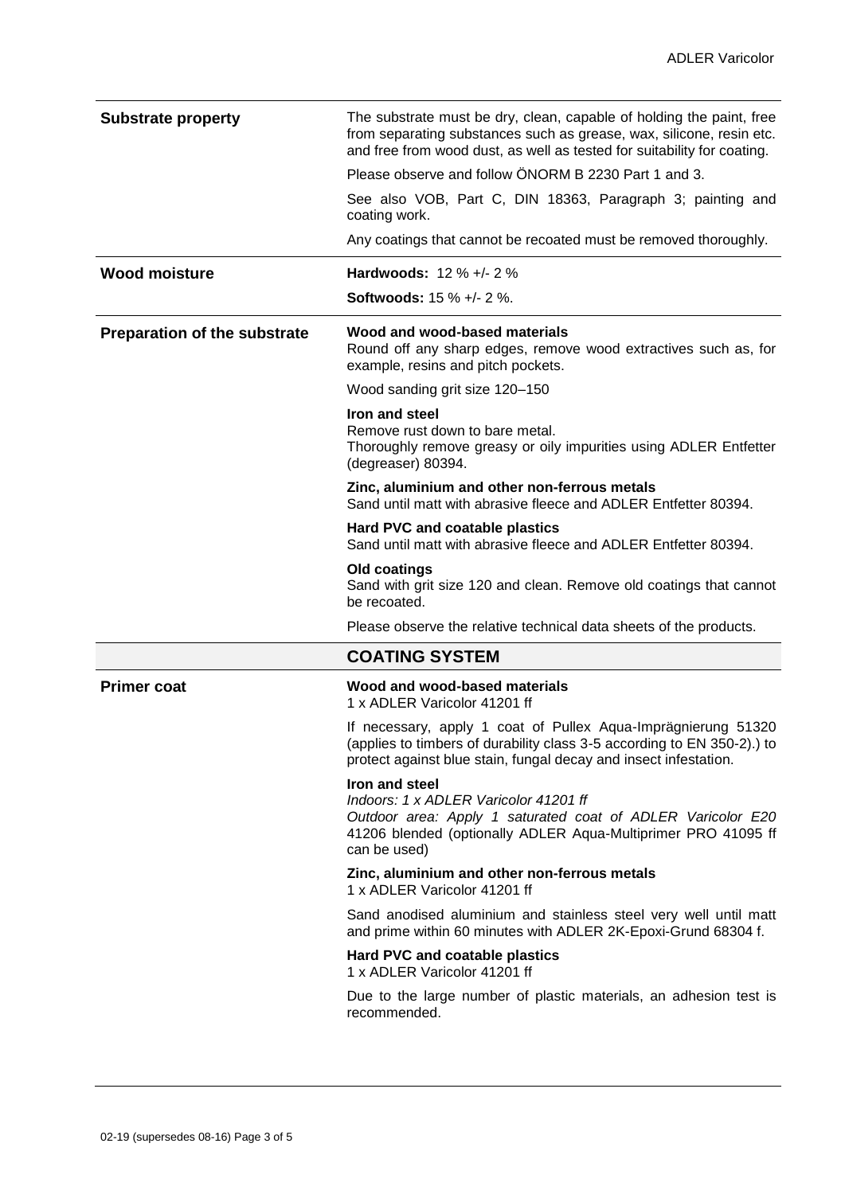**Substrate property**

The substrate must be dry, clean, capable of holding the paint, free from separating substances such as grease, wax, silicone, resin etc. and free from wood dust, as well as tested for suitability for coating.

Please observe and follow ÖNORM B 2230 Part 1 and 3.

See also VOB, Part C, DIN 18363, Paragraph 3; painting and coating work.

Any coatings that cannot be recoated must be removed thoroughly.

**Wood moisture**

**Hardwoods:** 12 % +/- 2 %

**Softwoods:** 15 % +/- 2 %.

**Preparation of the substrate**

**Wood and wood-based materials**
Round off any sharp edges, remove wood extractives such as, for example, resins and pitch pockets.

Wood sanding grit size 120–150

**Iron and steel**
Remove rust down to bare metal.
Thoroughly remove greasy or oily impurities using ADLER Entfetter (degreaser) 80394.

**Zinc, aluminium and other non-ferrous metals**
Sand until matt with abrasive fleece and ADLER Entfetter 80394.

**Hard PVC and coatable plastics**
Sand until matt with abrasive fleece and ADLER Entfetter 80394.

**Old coatings**
Sand with grit size 120 and clean. Remove old coatings that cannot be recoated.

Please observe the relative technical data sheets of the products.

## COATING SYSTEM

**Primer coat**

**Wood and wood-based materials**
1 x ADLER Varicolor 41201 ff

If necessary, apply 1 coat of Pullex Aqua-Imprägnierung 51320 (applies to timbers of durability class 3-5 according to EN 350-2).) to protect against blue stain, fungal decay and insect infestation.

**Iron and steel**
*Indoors: 1 x ADLER Varicolor 41201 ff*
*Outdoor area: Apply 1 saturated coat of ADLER Varicolor E20* 41206 blended (optionally ADLER Aqua-Multiprimer PRO 41095 ff can be used)

**Zinc, aluminium and other non-ferrous metals**
1 x ADLER Varicolor 41201 ff

Sand anodised aluminium and stainless steel very well until matt and prime within 60 minutes with ADLER 2K-Epoxi-Grund 68304 f.

**Hard PVC and coatable plastics**
1 x ADLER Varicolor 41201 ff

Due to the large number of plastic materials, an adhesion test is recommended.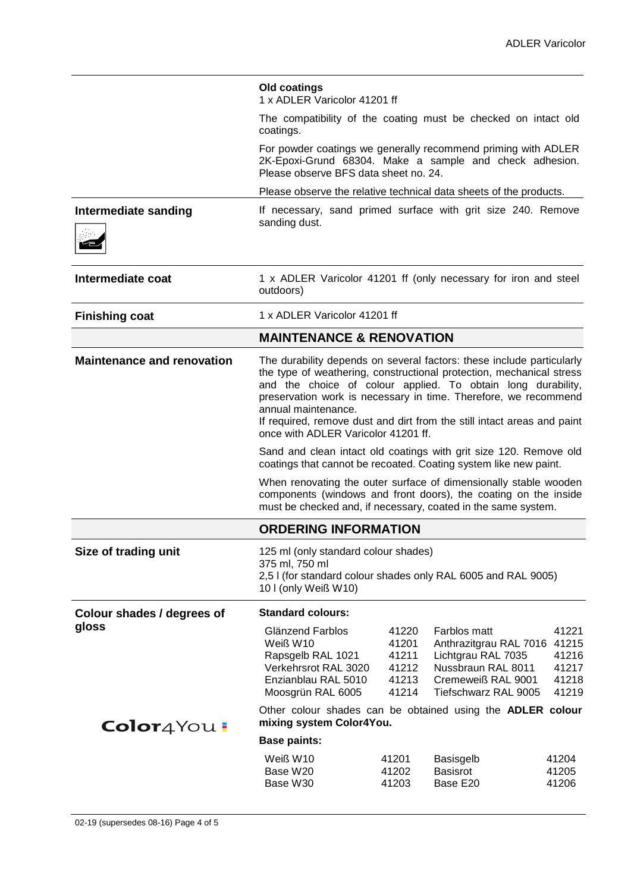**Old coatings**
1 x ADLER Varicolor 41201 ff

The compatibility of the coating must be checked on intact old coatings.

For powder coatings we generally recommend priming with ADLER 2K-Epoxi-Grund 68304. Make a sample and check adhesion. Please observe BFS data sheet no. 24.

Please observe the relative technical data sheets of the products.

**Intermediate sanding**

If necessary, sand primed surface with grit size 240. Remove sanding dust.

**Intermediate coat**

1 x ADLER Varicolor 41201 ff (only necessary for iron and steel outdoors)

**Finishing coat**

1 x ADLER Varicolor 41201 ff

## MAINTENANCE & RENOVATION

**Maintenance and renovation**

The durability depends on several factors: these include particularly the type of weathering, constructional protection, mechanical stress and the choice of colour applied. To obtain long durability, preservation work is necessary in time. Therefore, we recommend annual maintenance.
If required, remove dust and dirt from the still intact areas and paint once with ADLER Varicolor 41201 ff.

Sand and clean intact old coatings with grit size 120. Remove old coatings that cannot be recoated. Coating system like new paint.

When renovating the outer surface of dimensionally stable wooden components (windows and front doors), the coating on the inside must be checked and, if necessary, coated in the same system.

## ORDERING INFORMATION

**Size of trading unit**

125 ml (only standard colour shades)
375 ml, 750 ml
2,5 l (for standard colour shades only RAL 6005 and RAL 9005)
10 l (only Weiß W10)

**Colour shades / degrees of gloss**

**Standard colours:**

| | | | |
|---|---|---|---|
| Glänzend Farblos | 41220 | Farblos matt | 41221 |
| Weiß W10 | 41201 | Anthrazitgrau RAL 7016 | 41215 |
| Rapsgelb RAL 1021 | 41211 | Lichtgrau RAL 7035 | 41216 |
| Verkehrsrot RAL 3020 | 41212 | Nussbraun RAL 8011 | 41217 |
| Enzianblau RAL 5010 | 41213 | Cremeweiß RAL 9001 | 41218 |
| Moosgrün RAL 6005 | 41214 | Tiefschwarz RAL 9005 | 41219 |

Color4You

Other colour shades can be obtained using the **ADLER colour mixing system Color4You.**

**Base paints:**

| | | | |
|---|---|---|---|
| Weiß W10 | 41201 | Basisgelb | 41204 |
| Base W20 | 41202 | Basisrot | 41205 |
| Base W30 | 41203 | Base E20 | 41206 |

02-19 (supersedes 08-16)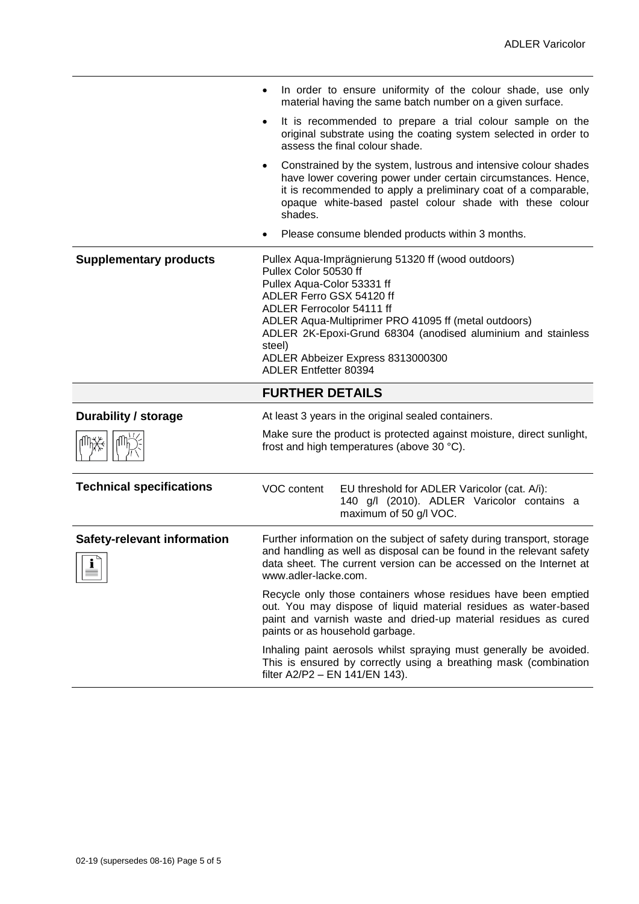- In order to ensure uniformity of the colour shade, use only material having the same batch number on a given surface.
- It is recommended to prepare a trial colour sample on the original substrate using the coating system selected in order to assess the final colour shade.
- Constrained by the system, lustrous and intensive colour shades have lower covering power under certain circumstances. Hence, it is recommended to apply a preliminary coat of a comparable, opaque white-based pastel colour shade with these colour shades.
- Please consume blended products within 3 months.

**Supplementary products**

Pullex Aqua-Imprägnierung 51320 ff (wood outdoors)
Pullex Color 50530 ff
Pullex Aqua-Color 53331 ff
ADLER Ferro GSX 54120 ff
ADLER Ferrocolor 54111 ff
ADLER Aqua-Multiprimer PRO 41095 ff (metal outdoors)
ADLER 2K-Epoxi-Grund 68304 (anodised aluminium and stainless steel)
ADLER Abbeizer Express 8313000300
ADLER Entfetter 80394

## FURTHER DETAILS

**Durability / storage**

At least 3 years in the original sealed containers.

Make sure the product is protected against moisture, direct sunlight, frost and high temperatures (above 30 °C).

**Technical specifications**

| | |
|---|---|
| VOC content | EU threshold for ADLER Varicolor (cat. A/i): 140 g/l (2010). ADLER Varicolor contains a maximum of 50 g/l VOC. |

**Safety-relevant information**

Further information on the subject of safety during transport, storage and handling as well as disposal can be found in the relevant safety data sheet. The current version can be accessed on the Internet at www.adler-lacke.com.

Recycle only those containers whose residues have been emptied out. You may dispose of liquid material residues as water-based paint and varnish waste and dried-up material residues as cured paints or as household garbage.

Inhaling paint aerosols whilst spraying must generally be avoided. This is ensured by correctly using a breathing mask (combination filter A2/P2 – EN 141/EN 143).

02-19 (supersedes 08-16)